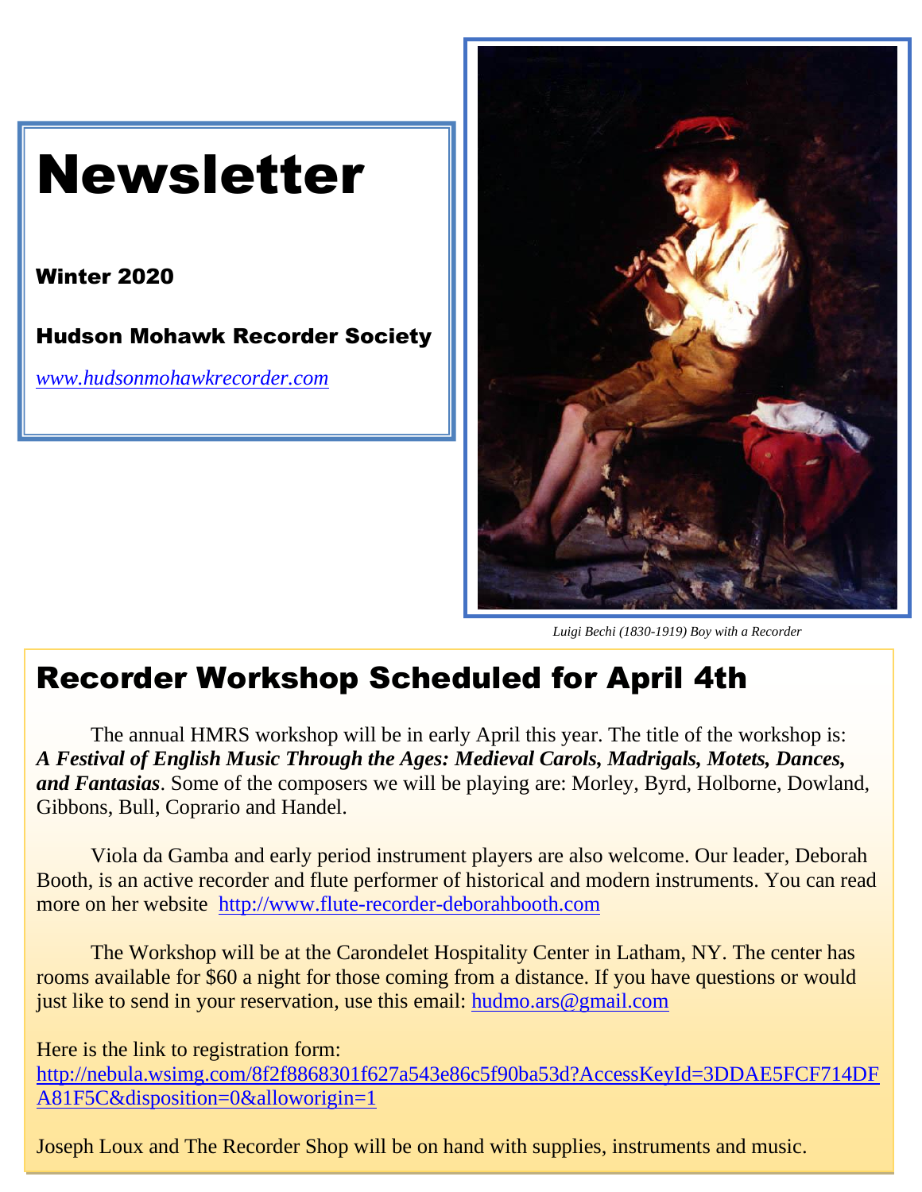# Newsletter

**Winter 2020**

**Hudson Mohawk Recorder Society**

*www.hudsonmohawkrecorder.com*

*Luigi Bechi (1830-1919) Boy with a Recorder*

## Recorder Workshop Scheduled for April 4th

The annual HMRS workshop will be in early April this year. The title of the workshop is: ***A Festival of English Music Through the Ages: Medieval Carols, Madrigals, Motets, Dances, and Fantasias***. Some of the composers we will be playing are: Morley, Byrd, Holborne, Dowland, Gibbons, Bull, Coprario and Handel.

Viola da Gamba and early period instrument players are also welcome. Our leader, Deborah Booth, is an active recorder and flute performer of historical and modern instruments. You can read more on her website http://www.flute-recorder-deborahbooth.com

The Workshop will be at the Carondelet Hospitality Center in Latham, NY. The center has rooms available for $60 a night for those coming from a distance. If you have questions or would just like to send in your reservation, use this email: hudmo.ars@gmail.com

Here is the link to registration form:
http://nebula.wsimg.com/8f2f8868301f627a543e86c5f90ba53d?AccessKeyId=3DDAE5FCF714DFA81F5C&disposition=0&alloworigin=1

Joseph Loux and The Recorder Shop will be on hand with supplies, instruments and music.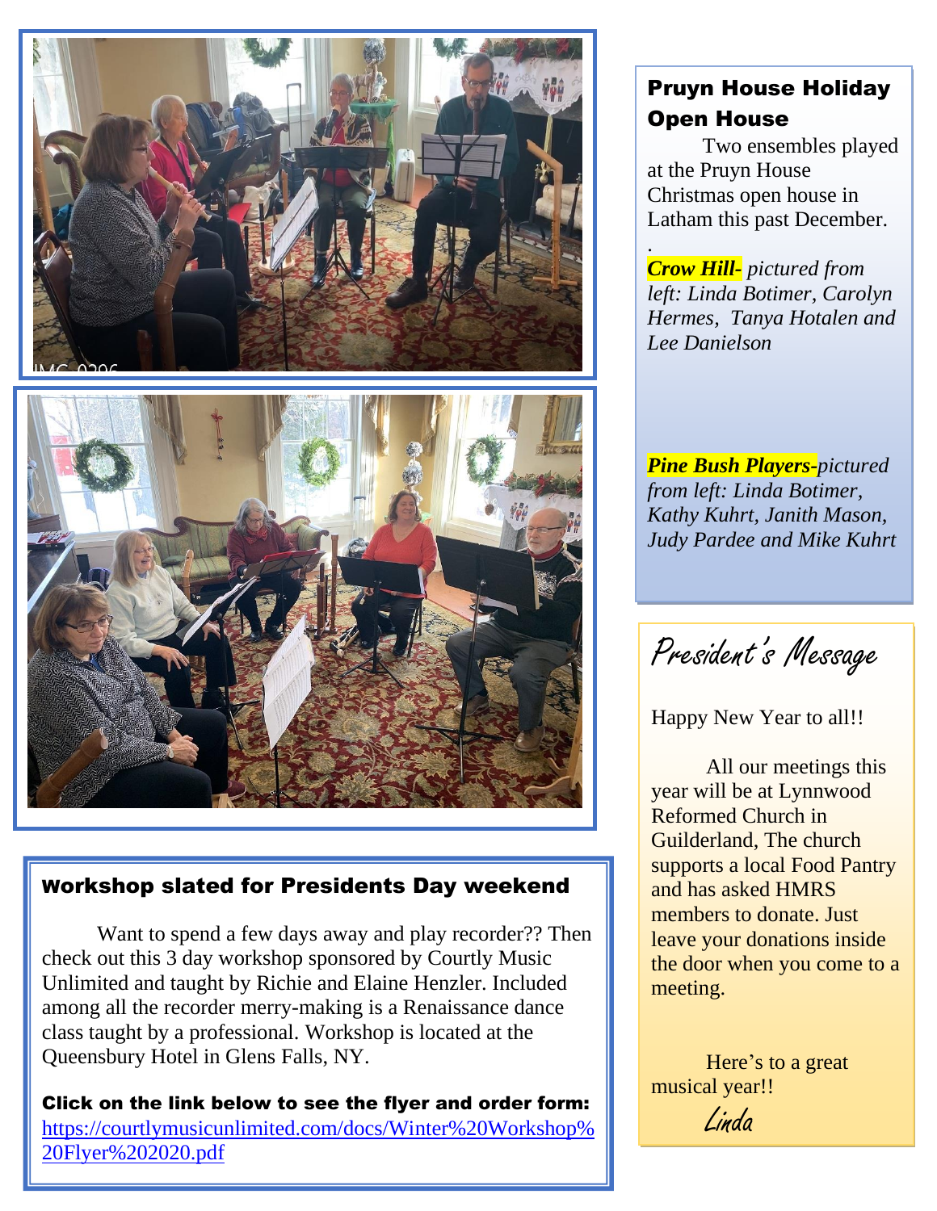## Pruyn House Holiday Open House

Two ensembles played at the Pruyn House Christmas open house in Latham this past December.

***Crow Hill-*** *pictured from left: Linda Botimer, Carolyn Hermes, Tanya Hotalen and Lee Danielson*

***Pine Bush Players-****pictured from left: Linda Botimer, Kathy Kuhrt, Janith Mason, Judy Pardee and Mike Kuhrt*

## President's Message

Happy New Year to all!!

All our meetings this year will be at Lynnwood Reformed Church in Guilderland, The church supports a local Food Pantry and has asked HMRS members to donate. Just leave your donations inside the door when you come to a meeting.

Here's to a great musical year!!

Linda

## Workshop slated for Presidents Day weekend

Want to spend a few days away and play recorder?? Then check out this 3 day workshop sponsored by Courtly Music Unlimited and taught by Richie and Elaine Henzler. Included among all the recorder merry-making is a Renaissance dance class taught by a professional. Workshop is located at the Queensbury Hotel in Glens Falls, NY.

**Click on the link below to see the flyer and order form:**
https://courtlymusicunlimited.com/docs/Winter%20Workshop%20Flyer%202020.pdf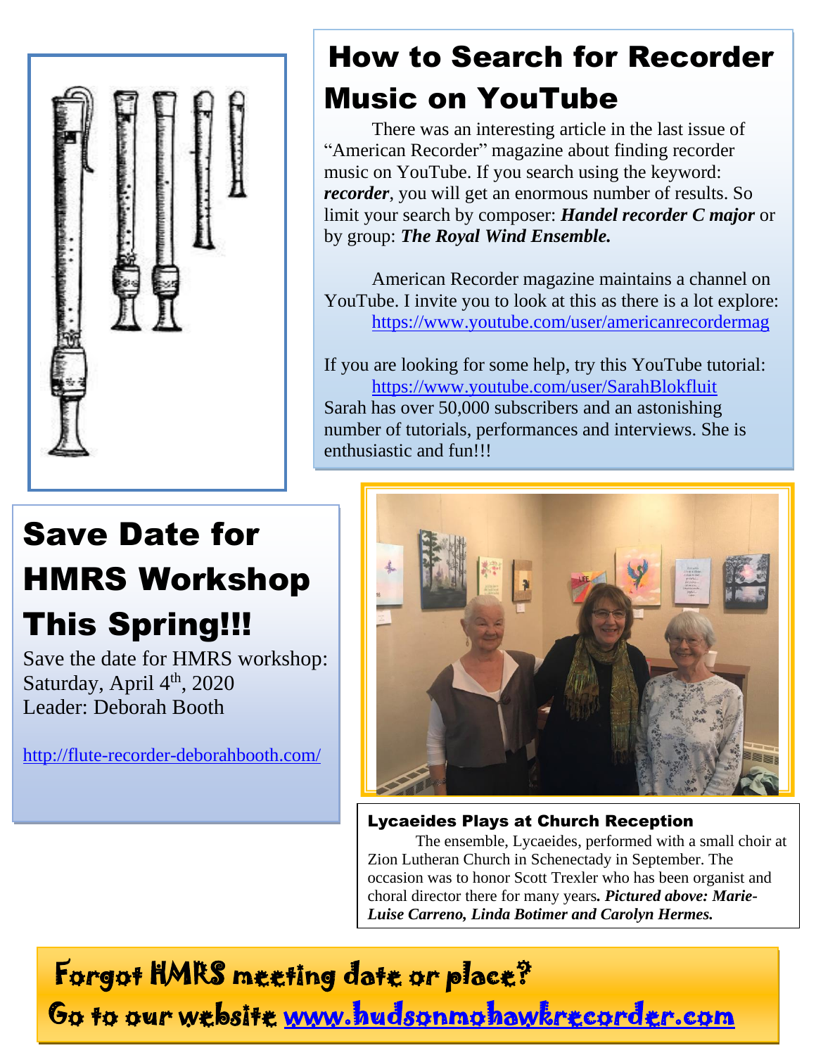## How to Search for Recorder Music on YouTube

There was an interesting article in the last issue of "American Recorder" magazine about finding recorder music on YouTube. If you search using the keyword: ***recorder***, you will get an enormous number of results. So limit your search by composer: ***Handel recorder C major*** or by group: ***The Royal Wind Ensemble.***

American Recorder magazine maintains a channel on YouTube. I invite you to look at this as there is a lot explore:
https://www.youtube.com/user/americanrecordermag

If you are looking for some help, try this YouTube tutorial:
https://www.youtube.com/user/SarahBlokfluit
Sarah has over 50,000 subscribers and an astonishing number of tutorials, performances and interviews. She is enthusiastic and fun!!!

## Save Date for HMRS Workshop This Spring!!!

Save the date for HMRS workshop:
Saturday, April 4th, 2020
Leader: Deborah Booth

http://flute-recorder-deborahbooth.com/

### Lycaeides Plays at Church Reception

The ensemble, Lycaeides, performed with a small choir at Zion Lutheran Church in Schenectady in September. The occasion was to honor Scott Trexler who has been organist and choral director there for many years***. Pictured above: Marie-Luise Carreno, Linda Botimer and Carolyn Hermes.***

**Forgot HMRS meeting date or place?**
**Go to our website www.hudsonmohawkrecorder.com**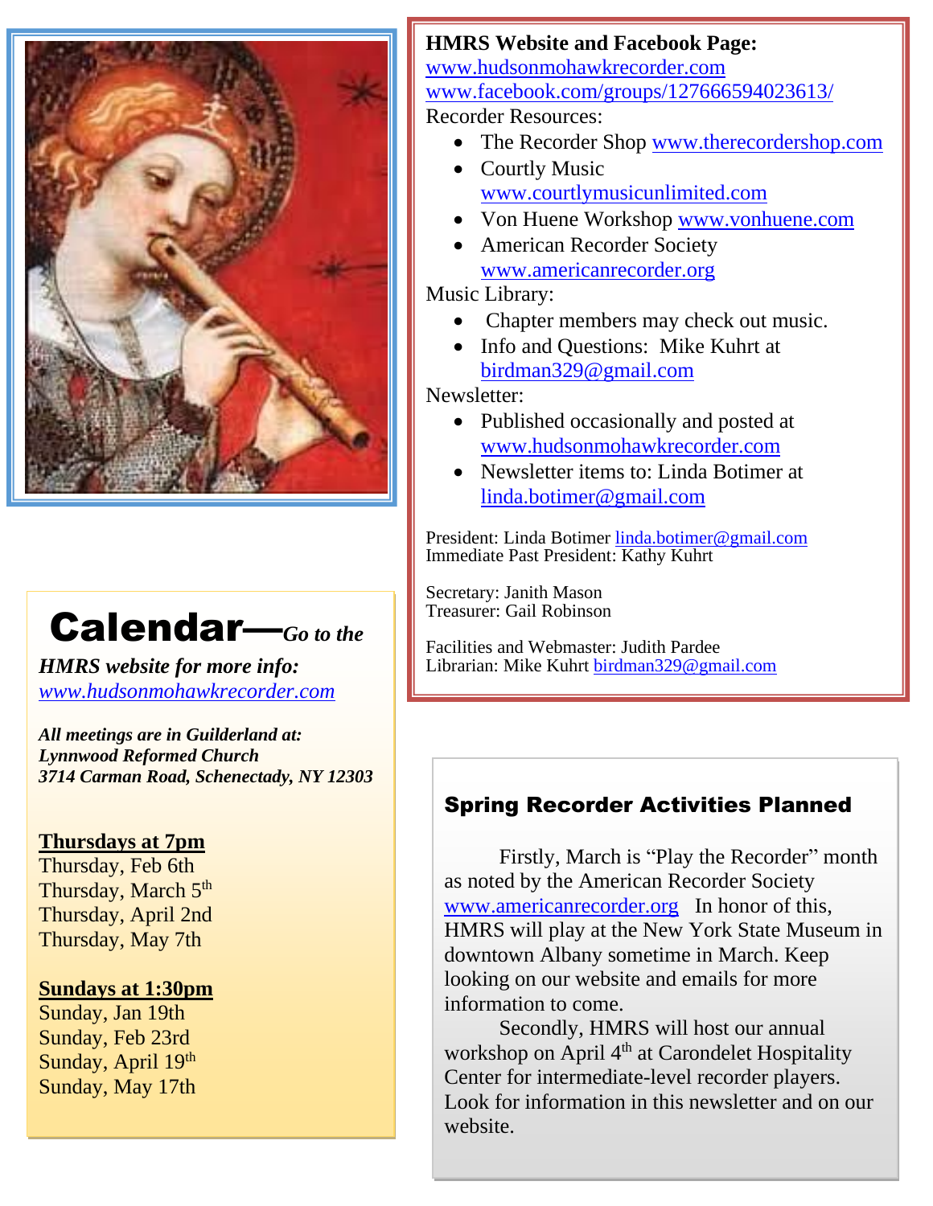**HMRS Website and Facebook Page:**
www.hudsonmohawkrecorder.com
www.facebook.com/groups/127666594023613/

Recorder Resources:

- The Recorder Shop www.therecordershop.com
- Courtly Music www.courtlymusicunlimited.com
- Von Huene Workshop www.vonhuene.com
- American Recorder Society www.americanrecorder.org

Music Library:

- Chapter members may check out music.
- Info and Questions: Mike Kuhrt at birdman329@gmail.com

Newsletter:

- Published occasionally and posted at www.hudsonmohawkrecorder.com
- Newsletter items to: Linda Botimer at linda.botimer@gmail.com

President: Linda Botimer linda.botimer@gmail.com
Immediate Past President: Kathy Kuhrt

Secretary: Janith Mason
Treasurer: Gail Robinson

Facilities and Webmaster: Judith Pardee
Librarian: Mike Kuhrt birdman329@gmail.com

# Calendar—*Go to the HMRS website for more info:*

*www.hudsonmohawkrecorder.com*

***All meetings are in Guilderland at:***
***Lynnwood Reformed Church***
***3714 Carman Road, Schenectady, NY 12303***

**Thursdays at 7pm**
Thursday, Feb 6th
Thursday, March 5th
Thursday, April 2nd
Thursday, May 7th

**Sundays at 1:30pm**
Sunday, Jan 19th
Sunday, Feb 23rd
Sunday, April 19th
Sunday, May 17th

## Spring Recorder Activities Planned

Firstly, March is "Play the Recorder" month as noted by the American Recorder Society www.americanrecorder.org In honor of this, HMRS will play at the New York State Museum in downtown Albany sometime in March. Keep looking on our website and emails for more information to come.

Secondly, HMRS will host our annual workshop on April 4th at Carondelet Hospitality Center for intermediate-level recorder players. Look for information in this newsletter and on our website.